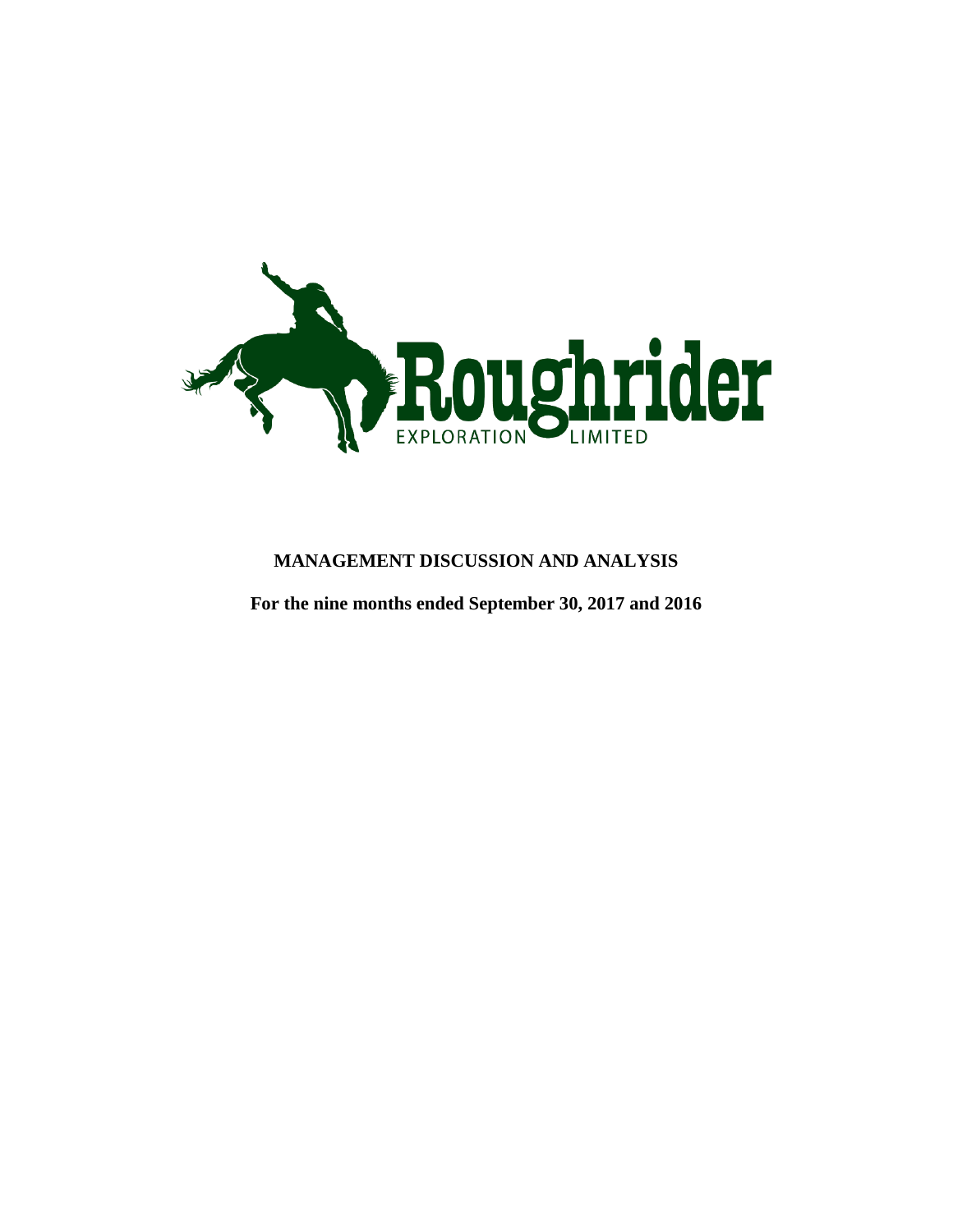Roughrider

EXPLORATION LIMITED

**MANAGEMENT DISCUSSION AND ANALYSIS**

**For the nine months ended September 30, 2017 and 2016**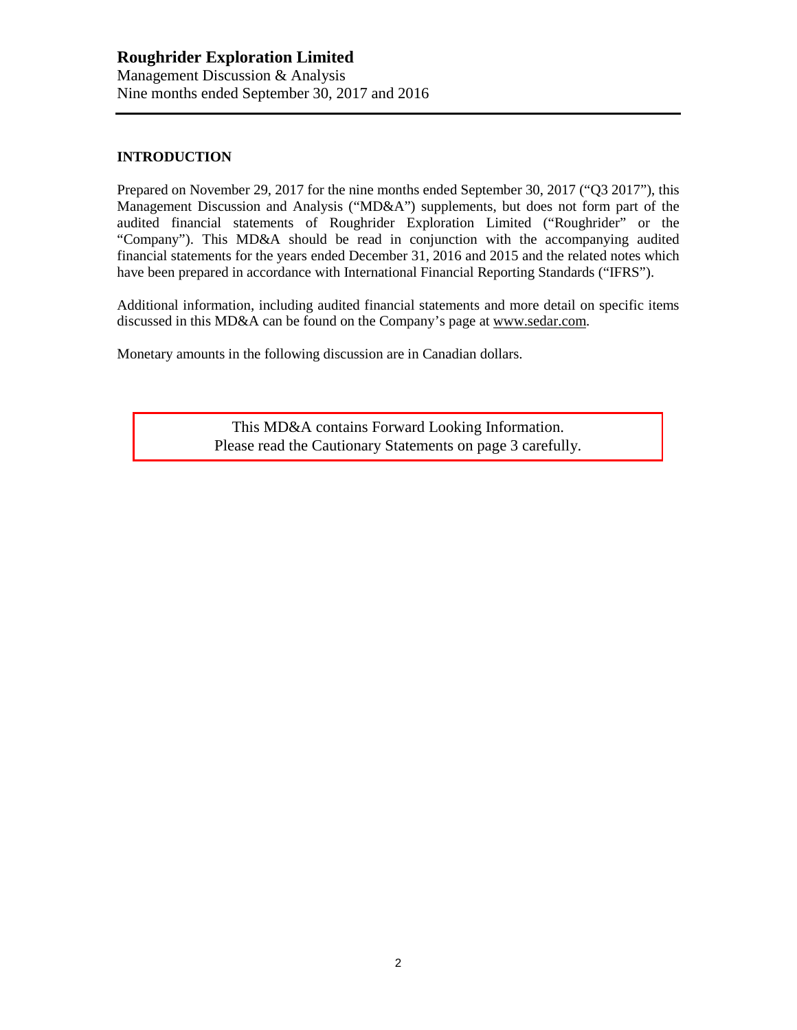## INTRODUCTION

Prepared on November 29, 2017 for the nine months ended September 30, 2017 ("Q3 2017"), this Management Discussion and Analysis ("MD&A") supplements, but does not form part of the audited financial statements of Roughrider Exploration Limited ("Roughrider" or the "Company"). This MD&A should be read in conjunction with the accompanying audited financial statements for the years ended December 31, 2016 and 2015 and the related notes which have been prepared in accordance with International Financial Reporting Standards ("IFRS").

Additional information, including audited financial statements and more detail on specific items discussed in this MD&A can be found on the Company's page at www.sedar.com.

Monetary amounts in the following discussion are in Canadian dollars.

This MD&A contains Forward Looking Information.
Please read the Cautionary Statements on page 3 carefully.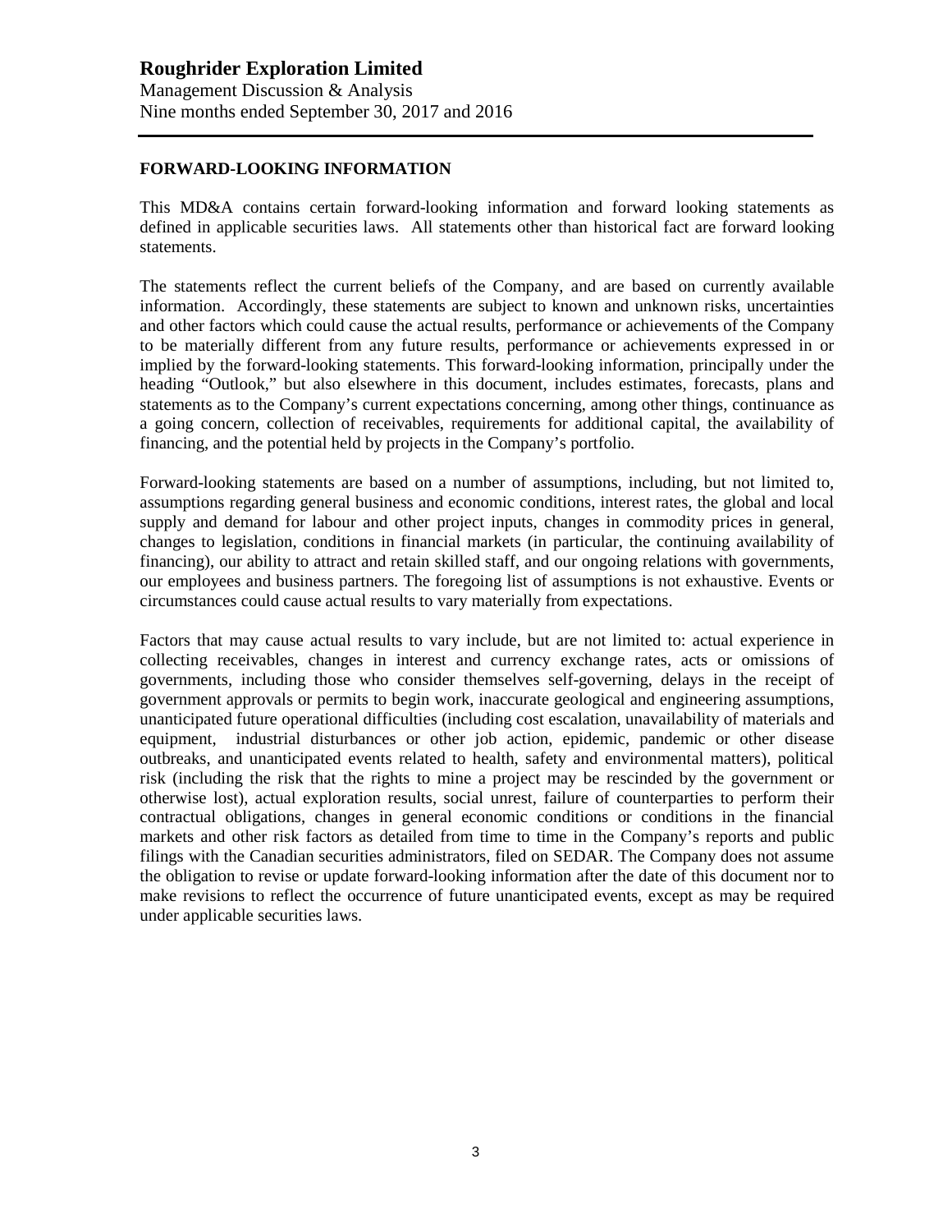## FORWARD-LOOKING INFORMATION

This MD&A contains certain forward-looking information and forward looking statements as defined in applicable securities laws. All statements other than historical fact are forward looking statements.

The statements reflect the current beliefs of the Company, and are based on currently available information. Accordingly, these statements are subject to known and unknown risks, uncertainties and other factors which could cause the actual results, performance or achievements of the Company to be materially different from any future results, performance or achievements expressed in or implied by the forward-looking statements. This forward-looking information, principally under the heading "Outlook," but also elsewhere in this document, includes estimates, forecasts, plans and statements as to the Company's current expectations concerning, among other things, continuance as a going concern, collection of receivables, requirements for additional capital, the availability of financing, and the potential held by projects in the Company's portfolio.

Forward-looking statements are based on a number of assumptions, including, but not limited to, assumptions regarding general business and economic conditions, interest rates, the global and local supply and demand for labour and other project inputs, changes in commodity prices in general, changes to legislation, conditions in financial markets (in particular, the continuing availability of financing), our ability to attract and retain skilled staff, and our ongoing relations with governments, our employees and business partners. The foregoing list of assumptions is not exhaustive. Events or circumstances could cause actual results to vary materially from expectations.

Factors that may cause actual results to vary include, but are not limited to: actual experience in collecting receivables, changes in interest and currency exchange rates, acts or omissions of governments, including those who consider themselves self-governing, delays in the receipt of government approvals or permits to begin work, inaccurate geological and engineering assumptions, unanticipated future operational difficulties (including cost escalation, unavailability of materials and equipment, industrial disturbances or other job action, epidemic, pandemic or other disease outbreaks, and unanticipated events related to health, safety and environmental matters), political risk (including the risk that the rights to mine a project may be rescinded by the government or otherwise lost), actual exploration results, social unrest, failure of counterparties to perform their contractual obligations, changes in general economic conditions or conditions in the financial markets and other risk factors as detailed from time to time in the Company's reports and public filings with the Canadian securities administrators, filed on SEDAR. The Company does not assume the obligation to revise or update forward-looking information after the date of this document nor to make revisions to reflect the occurrence of future unanticipated events, except as may be required under applicable securities laws.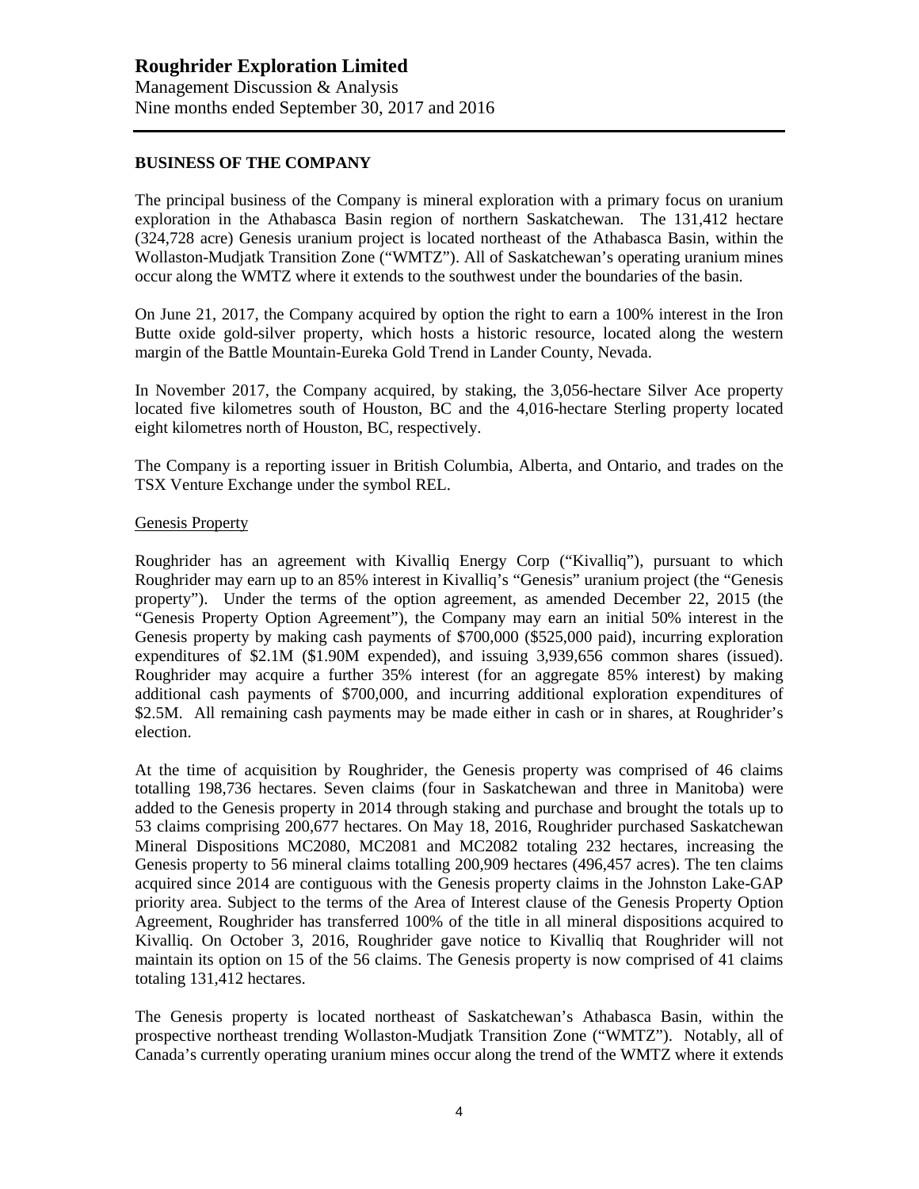## BUSINESS OF THE COMPANY

The principal business of the Company is mineral exploration with a primary focus on uranium exploration in the Athabasca Basin region of northern Saskatchewan. The 131,412 hectare (324,728 acre) Genesis uranium project is located northeast of the Athabasca Basin, within the Wollaston-Mudjatk Transition Zone ("WMTZ"). All of Saskatchewan's operating uranium mines occur along the WMTZ where it extends to the southwest under the boundaries of the basin.

On June 21, 2017, the Company acquired by option the right to earn a 100% interest in the Iron Butte oxide gold-silver property, which hosts a historic resource, located along the western margin of the Battle Mountain-Eureka Gold Trend in Lander County, Nevada.

In November 2017, the Company acquired, by staking, the 3,056-hectare Silver Ace property located five kilometres south of Houston, BC and the 4,016-hectare Sterling property located eight kilometres north of Houston, BC, respectively.

The Company is a reporting issuer in British Columbia, Alberta, and Ontario, and trades on the TSX Venture Exchange under the symbol REL.

### Genesis Property

Roughrider has an agreement with Kivalliq Energy Corp ("Kivalliq"), pursuant to which Roughrider may earn up to an 85% interest in Kivalliq's "Genesis" uranium project (the "Genesis property"). Under the terms of the option agreement, as amended December 22, 2015 (the "Genesis Property Option Agreement"), the Company may earn an initial 50% interest in the Genesis property by making cash payments of $700,000 ($525,000 paid), incurring exploration expenditures of $2.1M ($1.90M expended), and issuing 3,939,656 common shares (issued). Roughrider may acquire a further 35% interest (for an aggregate 85% interest) by making additional cash payments of $700,000, and incurring additional exploration expenditures of $2.5M. All remaining cash payments may be made either in cash or in shares, at Roughrider's election.

At the time of acquisition by Roughrider, the Genesis property was comprised of 46 claims totalling 198,736 hectares. Seven claims (four in Saskatchewan and three in Manitoba) were added to the Genesis property in 2014 through staking and purchase and brought the totals up to 53 claims comprising 200,677 hectares. On May 18, 2016, Roughrider purchased Saskatchewan Mineral Dispositions MC2080, MC2081 and MC2082 totaling 232 hectares, increasing the Genesis property to 56 mineral claims totalling 200,909 hectares (496,457 acres). The ten claims acquired since 2014 are contiguous with the Genesis property claims in the Johnston Lake-GAP priority area. Subject to the terms of the Area of Interest clause of the Genesis Property Option Agreement, Roughrider has transferred 100% of the title in all mineral dispositions acquired to Kivalliq. On October 3, 2016, Roughrider gave notice to Kivalliq that Roughrider will not maintain its option on 15 of the 56 claims. The Genesis property is now comprised of 41 claims totaling 131,412 hectares.

The Genesis property is located northeast of Saskatchewan's Athabasca Basin, within the prospective northeast trending Wollaston-Mudjatk Transition Zone ("WMTZ"). Notably, all of Canada's currently operating uranium mines occur along the trend of the WMTZ where it extends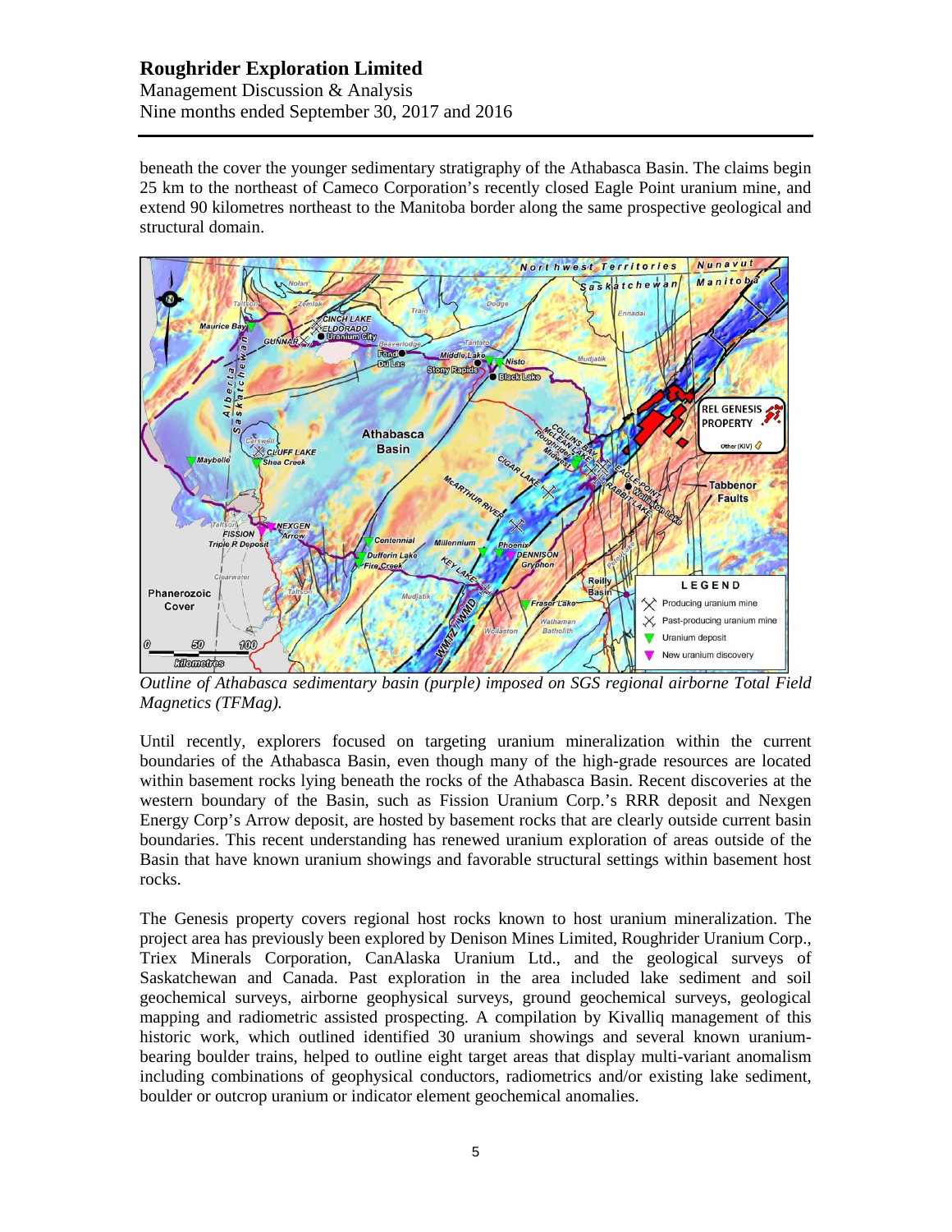beneath the cover the younger sedimentary stratigraphy of the Athabasca Basin. The claims begin 25 km to the northeast of Cameco Corporation's recently closed Eagle Point uranium mine, and extend 90 kilometres northeast to the Manitoba border along the same prospective geological and structural domain.

*Outline of Athabasca sedimentary basin (purple) imposed on SGS regional airborne Total Field Magnetics (TFMag).*

Until recently, explorers focused on targeting uranium mineralization within the current boundaries of the Athabasca Basin, even though many of the high-grade resources are located within basement rocks lying beneath the rocks of the Athabasca Basin. Recent discoveries at the western boundary of the Basin, such as Fission Uranium Corp.'s RRR deposit and Nexgen Energy Corp's Arrow deposit, are hosted by basement rocks that are clearly outside current basin boundaries. This recent understanding has renewed uranium exploration of areas outside of the Basin that have known uranium showings and favorable structural settings within basement host rocks.

The Genesis property covers regional host rocks known to host uranium mineralization. The project area has previously been explored by Denison Mines Limited, Roughrider Uranium Corp., Triex Minerals Corporation, CanAlaska Uranium Ltd., and the geological surveys of Saskatchewan and Canada. Past exploration in the area included lake sediment and soil geochemical surveys, airborne geophysical surveys, ground geochemical surveys, geological mapping and radiometric assisted prospecting. A compilation by Kivalliq management of this historic work, which outlined identified 30 uranium showings and several known uranium-bearing boulder trains, helped to outline eight target areas that display multi-variant anomalism including combinations of geophysical conductors, radiometrics and/or existing lake sediment, boulder or outcrop uranium or indicator element geochemical anomalies.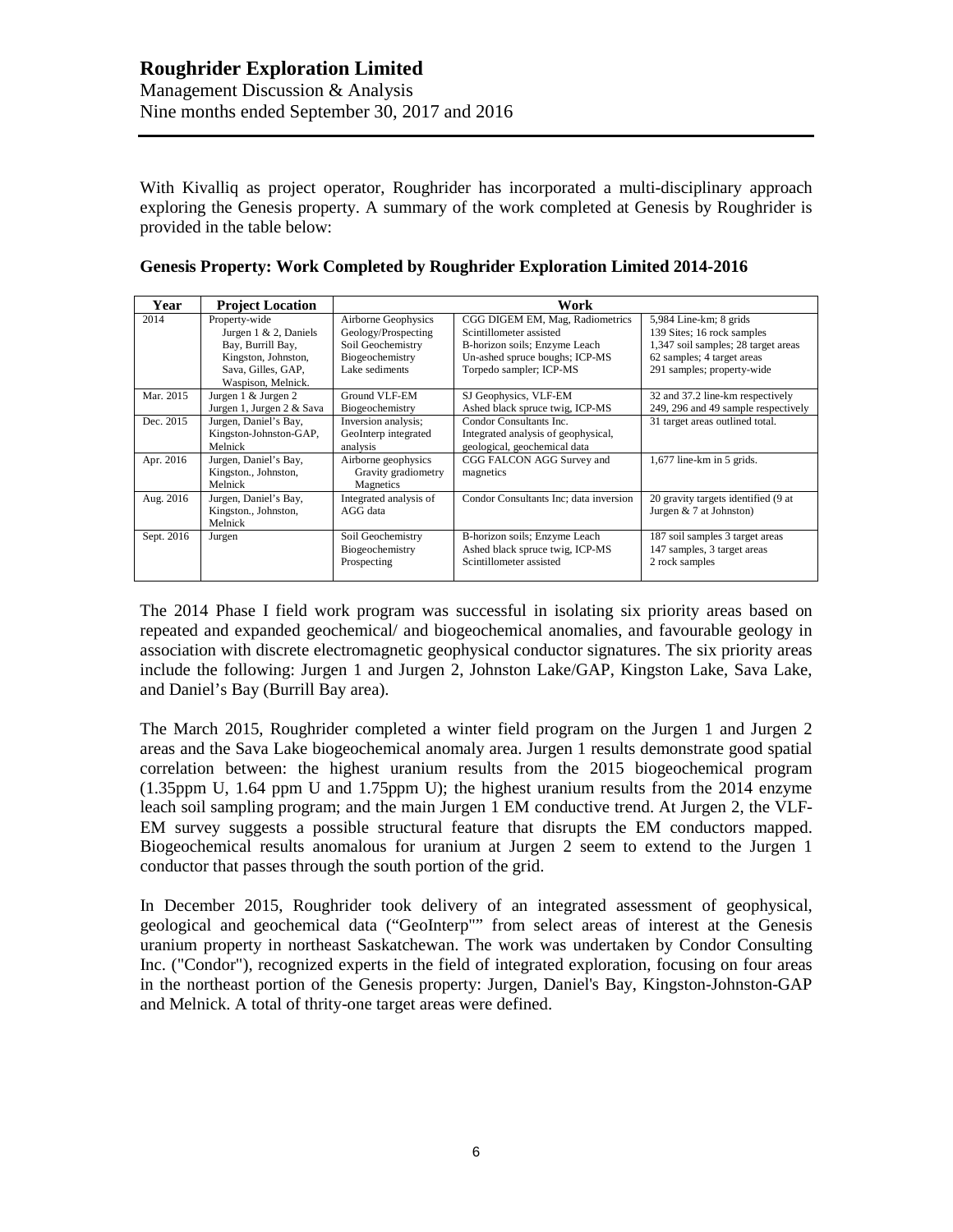With Kivalliq as project operator, Roughrider has incorporated a multi-disciplinary approach exploring the Genesis property. A summary of the work completed at Genesis by Roughrider is provided in the table below:

**Genesis Property: Work Completed by Roughrider Exploration Limited 2014-2016**

| Year | Project Location | Work | | |
|---|---|---|---|---|
| 2014 | Property-wide<br>Jurgen 1 & 2, Daniels Bay, Burrill Bay, Kingston, Johnston, Sava, Gilles, GAP, Waspison, Melnick. | Airborne Geophysics<br>Geology/Prospecting<br>Soil Geochemistry<br>Biogeochemistry<br>Lake sediments | CGG DIGEM EM, Mag, Radiometrics<br>Scintillometer assisted<br>B-horizon soils; Enzyme Leach<br>Un-ashed spruce boughs; ICP-MS<br>Torpedo sampler; ICP-MS | 5,984 Line-km; 8 grids<br>139 Sites; 16 rock samples<br>1,347 soil samples; 28 target areas<br>62 samples; 4 target areas<br>291 samples; property-wide |
| Mar. 2015 | Jurgen 1 & Jurgen 2<br>Jurgen 1, Jurgen 2 & Sava | Ground VLF-EM<br>Biogeochemistry | SJ Geophysics, VLF-EM<br>Ashed black spruce twig, ICP-MS | 32 and 37.2 line-km respectively<br>249, 296 and 49 sample respectively |
| Dec. 2015 | Jurgen, Daniel's Bay, Kingston-Johnston-GAP, Melnick | Inversion analysis; GeoInterp integrated analysis | Condor Consultants Inc.<br>Integrated analysis of geophysical, geological, geochemical data | 31 target areas outlined total. |
| Apr. 2016 | Jurgen, Daniel's Bay, Kingston., Johnston, Melnick | Airborne geophysics<br>Gravity gradiometry<br>Magnetics | CGG FALCON AGG Survey and magnetics | 1,677 line-km in 5 grids. |
| Aug. 2016 | Jurgen, Daniel's Bay, Kingston., Johnston, Melnick | Integrated analysis of AGG data | Condor Consultants Inc; data inversion | 20 gravity targets identified (9 at Jurgen & 7 at Johnston) |
| Sept. 2016 | Jurgen | Soil Geochemistry<br>Biogeochemistry<br>Prospecting | B-horizon soils; Enzyme Leach<br>Ashed black spruce twig, ICP-MS<br>Scintillometer assisted | 187 soil samples 3 target areas<br>147 samples, 3 target areas<br>2 rock samples |

The 2014 Phase I field work program was successful in isolating six priority areas based on repeated and expanded geochemical/ and biogeochemical anomalies, and favourable geology in association with discrete electromagnetic geophysical conductor signatures. The six priority areas include the following: Jurgen 1 and Jurgen 2, Johnston Lake/GAP, Kingston Lake, Sava Lake, and Daniel's Bay (Burrill Bay area).

The March 2015, Roughrider completed a winter field program on the Jurgen 1 and Jurgen 2 areas and the Sava Lake biogeochemical anomaly area. Jurgen 1 results demonstrate good spatial correlation between: the highest uranium results from the 2015 biogeochemical program (1.35ppm U, 1.64 ppm U and 1.75ppm U); the highest uranium results from the 2014 enzyme leach soil sampling program; and the main Jurgen 1 EM conductive trend. At Jurgen 2, the VLF-EM survey suggests a possible structural feature that disrupts the EM conductors mapped. Biogeochemical results anomalous for uranium at Jurgen 2 seem to extend to the Jurgen 1 conductor that passes through the south portion of the grid.

In December 2015, Roughrider took delivery of an integrated assessment of geophysical, geological and geochemical data ("GeoInterp"" from select areas of interest at the Genesis uranium property in northeast Saskatchewan. The work was undertaken by Condor Consulting Inc. ("Condor"), recognized experts in the field of integrated exploration, focusing on four areas in the northeast portion of the Genesis property: Jurgen, Daniel's Bay, Kingston-Johnston-GAP and Melnick. A total of thrity-one target areas were defined.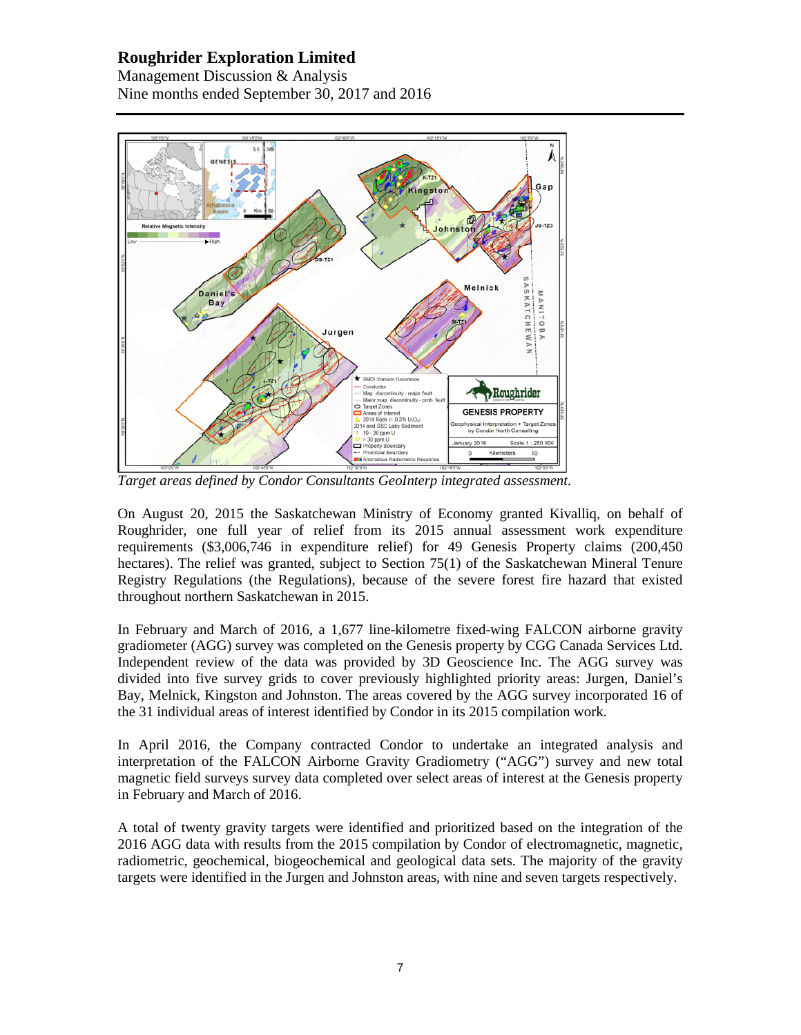*Target areas defined by Condor Consultants GeoInterp integrated assessment.*

On August 20, 2015 the Saskatchewan Ministry of Economy granted Kivalliq, on behalf of Roughrider, one full year of relief from its 2015 annual assessment work expenditure requirements ($3,006,746 in expenditure relief) for 49 Genesis Property claims (200,450 hectares). The relief was granted, subject to Section 75(1) of the Saskatchewan Mineral Tenure Registry Regulations (the Regulations), because of the severe forest fire hazard that existed throughout northern Saskatchewan in 2015.

In February and March of 2016, a 1,677 line-kilometre fixed-wing FALCON airborne gravity gradiometer (AGG) survey was completed on the Genesis property by CGG Canada Services Ltd. Independent review of the data was provided by 3D Geoscience Inc. The AGG survey was divided into five survey grids to cover previously highlighted priority areas: Jurgen, Daniel's Bay, Melnick, Kingston and Johnston. The areas covered by the AGG survey incorporated 16 of the 31 individual areas of interest identified by Condor in its 2015 compilation work.

In April 2016, the Company contracted Condor to undertake an integrated analysis and interpretation of the FALCON Airborne Gravity Gradiometry ("AGG") survey and new total magnetic field surveys survey data completed over select areas of interest at the Genesis property in February and March of 2016.

A total of twenty gravity targets were identified and prioritized based on the integration of the 2016 AGG data with results from the 2015 compilation by Condor of electromagnetic, magnetic, radiometric, geochemical, biogeochemical and geological data sets. The majority of the gravity targets were identified in the Jurgen and Johnston areas, with nine and seven targets respectively.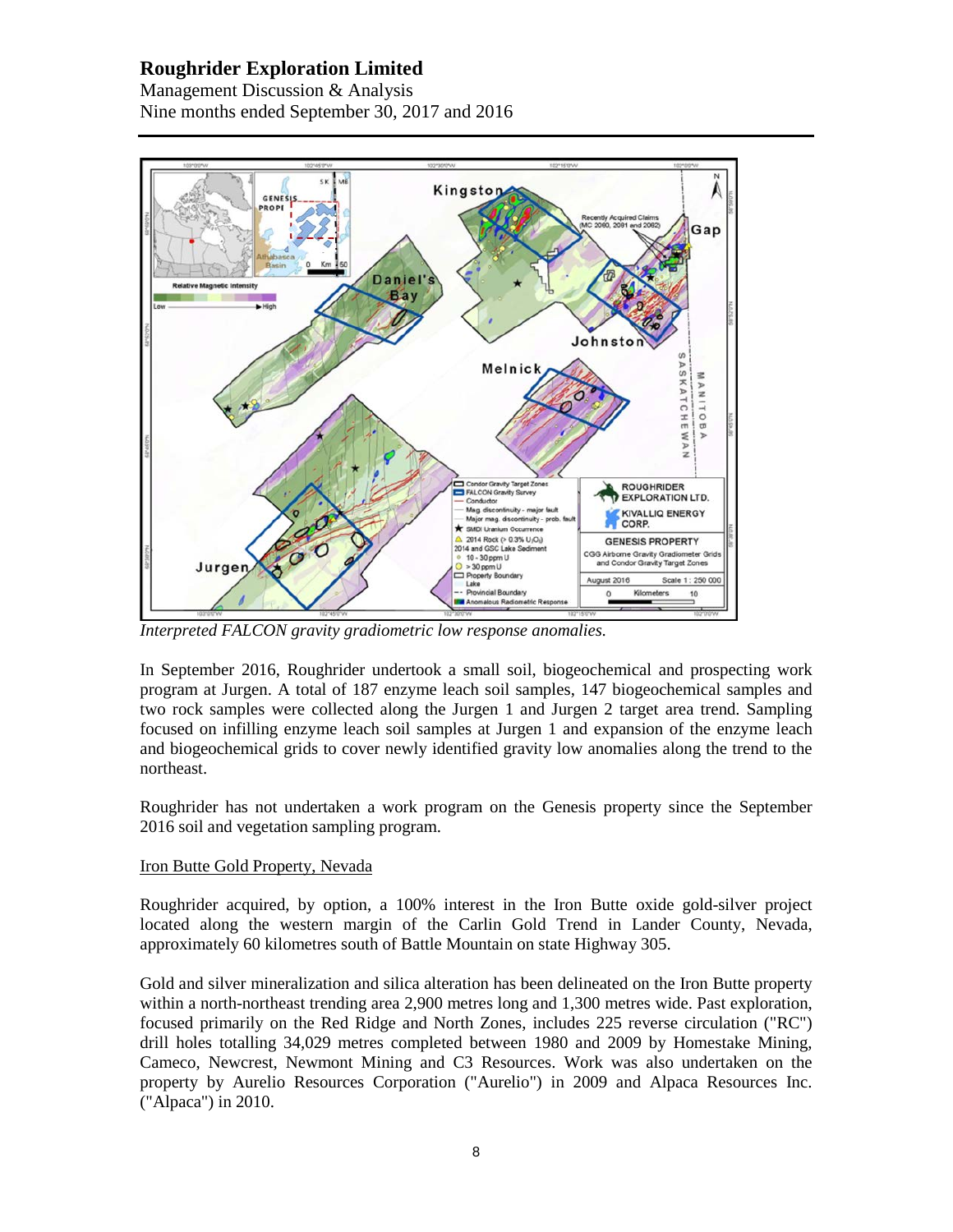*Interpreted FALCON gravity gradiometric low response anomalies.*

In September 2016, Roughrider undertook a small soil, biogeochemical and prospecting work program at Jurgen. A total of 187 enzyme leach soil samples, 147 biogeochemical samples and two rock samples were collected along the Jurgen 1 and Jurgen 2 target area trend. Sampling focused on infilling enzyme leach soil samples at Jurgen 1 and expansion of the enzyme leach and biogeochemical grids to cover newly identified gravity low anomalies along the trend to the northeast.

Roughrider has not undertaken a work program on the Genesis property since the September 2016 soil and vegetation sampling program.

Iron Butte Gold Property, Nevada

Roughrider acquired, by option, a 100% interest in the Iron Butte oxide gold-silver project located along the western margin of the Carlin Gold Trend in Lander County, Nevada, approximately 60 kilometres south of Battle Mountain on state Highway 305.

Gold and silver mineralization and silica alteration has been delineated on the Iron Butte property within a north-northeast trending area 2,900 metres long and 1,300 metres wide. Past exploration, focused primarily on the Red Ridge and North Zones, includes 225 reverse circulation ("RC") drill holes totalling 34,029 metres completed between 1980 and 2009 by Homestake Mining, Cameco, Newcrest, Newmont Mining and C3 Resources. Work was also undertaken on the property by Aurelio Resources Corporation ("Aurelio") in 2009 and Alpaca Resources Inc. ("Alpaca") in 2010.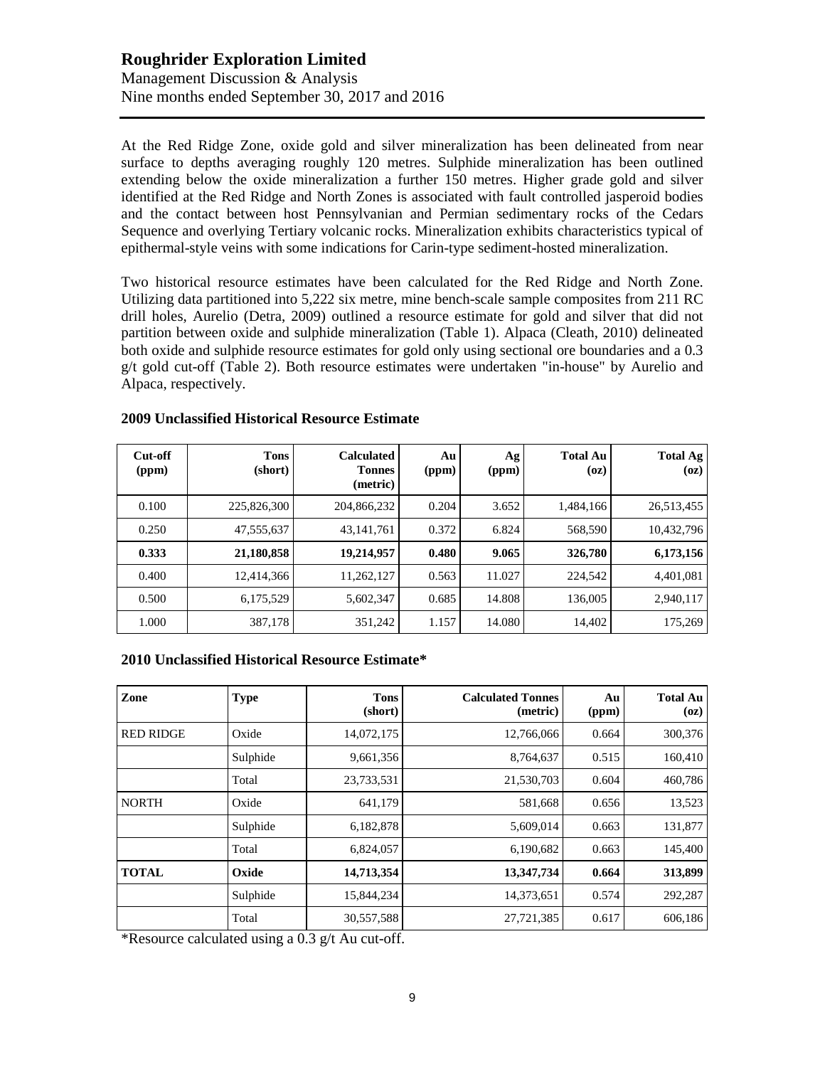At the Red Ridge Zone, oxide gold and silver mineralization has been delineated from near surface to depths averaging roughly 120 metres. Sulphide mineralization has been outlined extending below the oxide mineralization a further 150 metres. Higher grade gold and silver identified at the Red Ridge and North Zones is associated with fault controlled jasperoid bodies and the contact between host Pennsylvanian and Permian sedimentary rocks of the Cedars Sequence and overlying Tertiary volcanic rocks. Mineralization exhibits characteristics typical of epithermal-style veins with some indications for Carin-type sediment-hosted mineralization.

Two historical resource estimates have been calculated for the Red Ridge and North Zone. Utilizing data partitioned into 5,222 six metre, mine bench-scale sample composites from 211 RC drill holes, Aurelio (Detra, 2009) outlined a resource estimate for gold and silver that did not partition between oxide and sulphide mineralization (Table 1). Alpaca (Cleath, 2010) delineated both oxide and sulphide resource estimates for gold only using sectional ore boundaries and a 0.3 g/t gold cut-off (Table 2). Both resource estimates were undertaken "in-house" by Aurelio and Alpaca, respectively.

**2009 Unclassified Historical Resource Estimate**

| Cut-off (ppm) | Tons (short) | Calculated Tonnes (metric) | Au (ppm) | Ag (ppm) | Total Au (oz) | Total Ag (oz) |
|---|---|---|---|---|---|---|
| 0.100 | 225,826,300 | 204,866,232 | 0.204 | 3.652 | 1,484,166 | 26,513,455 |
| 0.250 | 47,555,637 | 43,141,761 | 0.372 | 6.824 | 568,590 | 10,432,796 |
| **0.333** | **21,180,858** | **19,214,957** | **0.480** | **9.065** | **326,780** | **6,173,156** |
| 0.400 | 12,414,366 | 11,262,127 | 0.563 | 11.027 | 224,542 | 4,401,081 |
| 0.500 | 6,175,529 | 5,602,347 | 0.685 | 14.808 | 136,005 | 2,940,117 |
| 1.000 | 387,178 | 351,242 | 1.157 | 14.080 | 14,402 | 175,269 |

**2010 Unclassified Historical Resource Estimate***

| Zone | Type | Tons (short) | Calculated Tonnes (metric) | Au (ppm) | Total Au (oz) |
|---|---|---|---|---|---|
| RED RIDGE | Oxide | 14,072,175 | 12,766,066 | 0.664 | 300,376 |
| | Sulphide | 9,661,356 | 8,764,637 | 0.515 | 160,410 |
| | Total | 23,733,531 | 21,530,703 | 0.604 | 460,786 |
| NORTH | Oxide | 641,179 | 581,668 | 0.656 | 13,523 |
| | Sulphide | 6,182,878 | 5,609,014 | 0.663 | 131,877 |
| | Total | 6,824,057 | 6,190,682 | 0.663 | 145,400 |
| **TOTAL** | **Oxide** | **14,713,354** | **13,347,734** | **0.664** | **313,899** |
| | Sulphide | 15,844,234 | 14,373,651 | 0.574 | 292,287 |
| | Total | 30,557,588 | 27,721,385 | 0.617 | 606,186 |

*Resource calculated using a 0.3 g/t Au cut-off.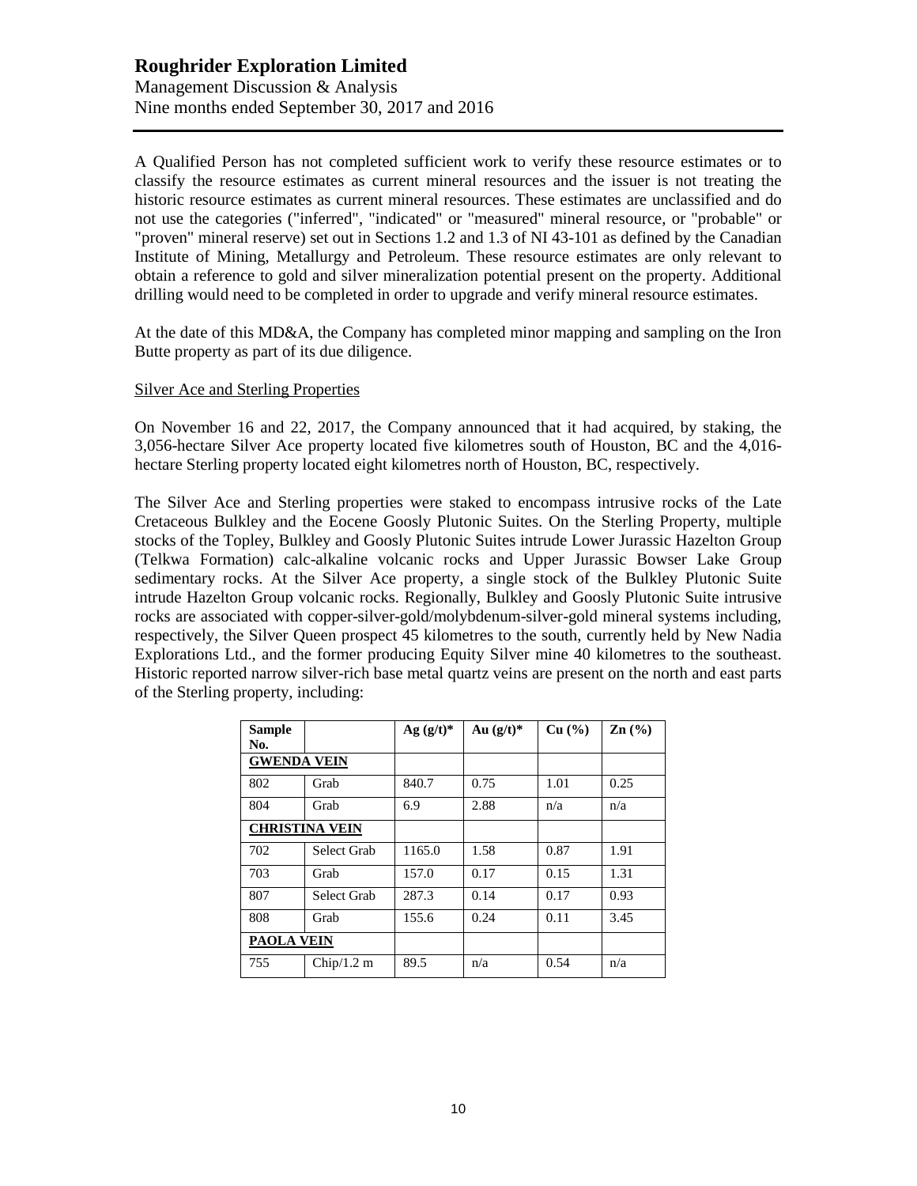A Qualified Person has not completed sufficient work to verify these resource estimates or to classify the resource estimates as current mineral resources and the issuer is not treating the historic resource estimates as current mineral resources. These estimates are unclassified and do not use the categories ("inferred", "indicated" or "measured" mineral resource, or "probable" or "proven" mineral reserve) set out in Sections 1.2 and 1.3 of NI 43-101 as defined by the Canadian Institute of Mining, Metallurgy and Petroleum. These resource estimates are only relevant to obtain a reference to gold and silver mineralization potential present on the property. Additional drilling would need to be completed in order to upgrade and verify mineral resource estimates.

At the date of this MD&A, the Company has completed minor mapping and sampling on the Iron Butte property as part of its due diligence.

Silver Ace and Sterling Properties

On November 16 and 22, 2017, the Company announced that it had acquired, by staking, the 3,056-hectare Silver Ace property located five kilometres south of Houston, BC and the 4,016-hectare Sterling property located eight kilometres north of Houston, BC, respectively.

The Silver Ace and Sterling properties were staked to encompass intrusive rocks of the Late Cretaceous Bulkley and the Eocene Goosly Plutonic Suites. On the Sterling Property, multiple stocks of the Topley, Bulkley and Goosly Plutonic Suites intrude Lower Jurassic Hazelton Group (Telkwa Formation) calc-alkaline volcanic rocks and Upper Jurassic Bowser Lake Group sedimentary rocks. At the Silver Ace property, a single stock of the Bulkley Plutonic Suite intrude Hazelton Group volcanic rocks. Regionally, Bulkley and Goosly Plutonic Suite intrusive rocks are associated with copper-silver-gold/molybdenum-silver-gold mineral systems including, respectively, the Silver Queen prospect 45 kilometres to the south, currently held by New Nadia Explorations Ltd., and the former producing Equity Silver mine 40 kilometres to the southeast. Historic reported narrow silver-rich base metal quartz veins are present on the north and east parts of the Sterling property, including:

| Sample No. | | Ag (g/t)* | Au (g/t)* | Cu (%) | Zn (%) |
|---|---|---|---|---|---|
| **GWENDA VEIN** | | | | | |
| 802 | Grab | 840.7 | 0.75 | 1.01 | 0.25 |
| 804 | Grab | 6.9 | 2.88 | n/a | n/a |
| **CHRISTINA VEIN** | | | | | |
| 702 | Select Grab | 1165.0 | 1.58 | 0.87 | 1.91 |
| 703 | Grab | 157.0 | 0.17 | 0.15 | 1.31 |
| 807 | Select Grab | 287.3 | 0.14 | 0.17 | 0.93 |
| 808 | Grab | 155.6 | 0.24 | 0.11 | 3.45 |
| **PAOLA VEIN** | | | | | |
| 755 | Chip/1.2 m | 89.5 | n/a | 0.54 | n/a |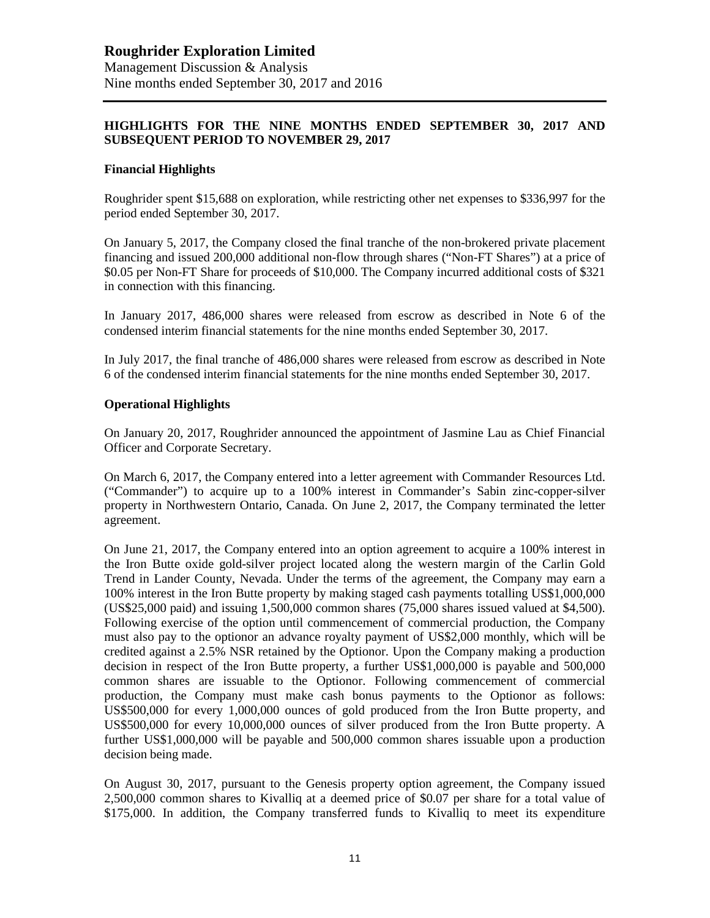## HIGHLIGHTS FOR THE NINE MONTHS ENDED SEPTEMBER 30, 2017 AND SUBSEQUENT PERIOD TO NOVEMBER 29, 2017

### Financial Highlights

Roughrider spent $15,688 on exploration, while restricting other net expenses to $336,997 for the period ended September 30, 2017.

On January 5, 2017, the Company closed the final tranche of the non-brokered private placement financing and issued 200,000 additional non-flow through shares ("Non-FT Shares") at a price of $0.05 per Non-FT Share for proceeds of $10,000. The Company incurred additional costs of $321 in connection with this financing.

In January 2017, 486,000 shares were released from escrow as described in Note 6 of the condensed interim financial statements for the nine months ended September 30, 2017.

In July 2017, the final tranche of 486,000 shares were released from escrow as described in Note 6 of the condensed interim financial statements for the nine months ended September 30, 2017.

### Operational Highlights

On January 20, 2017, Roughrider announced the appointment of Jasmine Lau as Chief Financial Officer and Corporate Secretary.

On March 6, 2017, the Company entered into a letter agreement with Commander Resources Ltd. ("Commander") to acquire up to a 100% interest in Commander's Sabin zinc-copper-silver property in Northwestern Ontario, Canada. On June 2, 2017, the Company terminated the letter agreement.

On June 21, 2017, the Company entered into an option agreement to acquire a 100% interest in the Iron Butte oxide gold-silver project located along the western margin of the Carlin Gold Trend in Lander County, Nevada. Under the terms of the agreement, the Company may earn a 100% interest in the Iron Butte property by making staged cash payments totalling US$1,000,000 (US$25,000 paid) and issuing 1,500,000 common shares (75,000 shares issued valued at $4,500). Following exercise of the option until commencement of commercial production, the Company must also pay to the optionor an advance royalty payment of US$2,000 monthly, which will be credited against a 2.5% NSR retained by the Optionor. Upon the Company making a production decision in respect of the Iron Butte property, a further US$1,000,000 is payable and 500,000 common shares are issuable to the Optionor. Following commencement of commercial production, the Company must make cash bonus payments to the Optionor as follows: US$500,000 for every 1,000,000 ounces of gold produced from the Iron Butte property, and US$500,000 for every 10,000,000 ounces of silver produced from the Iron Butte property. A further US$1,000,000 will be payable and 500,000 common shares issuable upon a production decision being made.

On August 30, 2017, pursuant to the Genesis property option agreement, the Company issued 2,500,000 common shares to Kivalliq at a deemed price of $0.07 per share for a total value of $175,000. In addition, the Company transferred funds to Kivalliq to meet its expenditure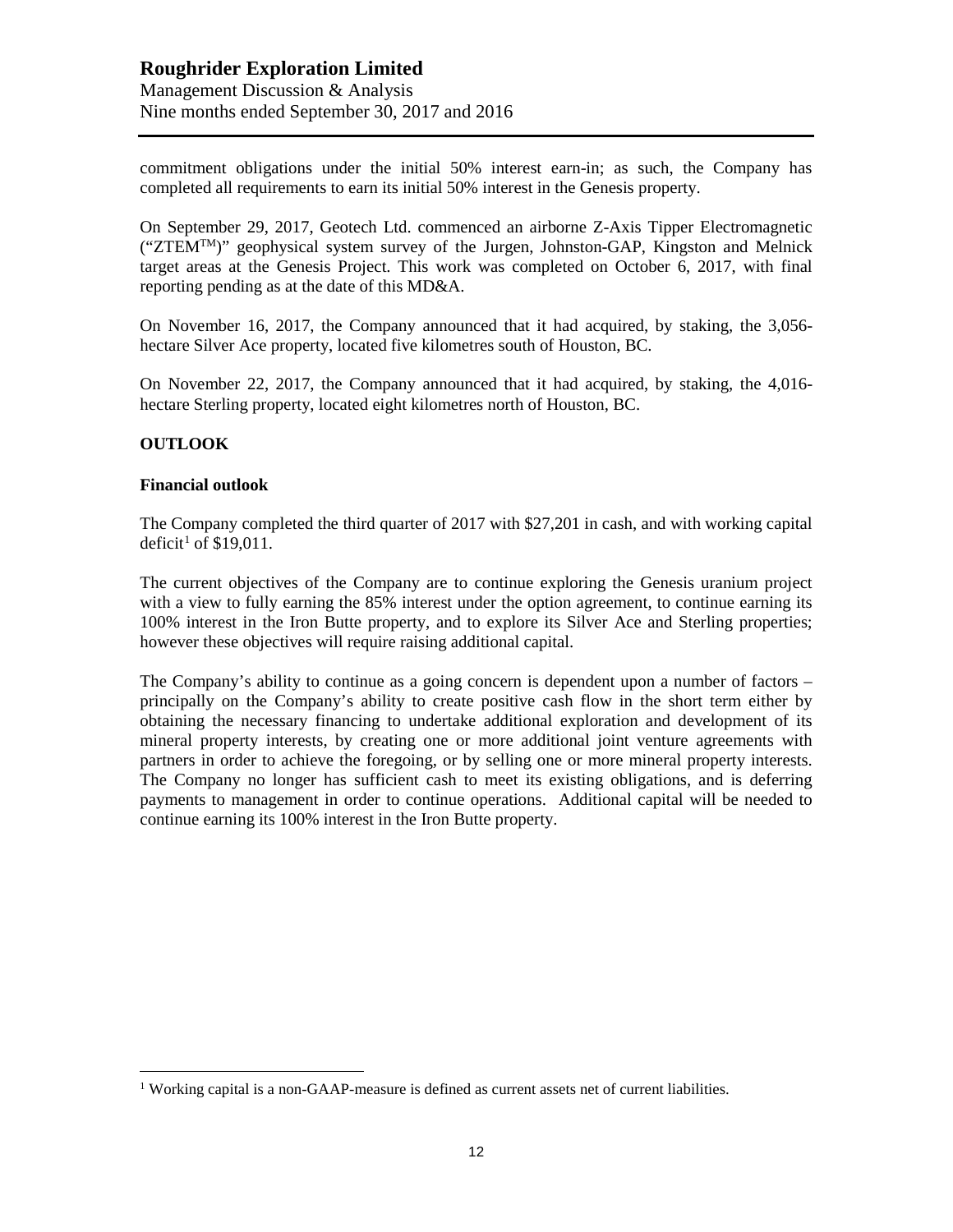commitment obligations under the initial 50% interest earn-in; as such, the Company has completed all requirements to earn its initial 50% interest in the Genesis property.

On September 29, 2017, Geotech Ltd. commenced an airborne Z-Axis Tipper Electromagnetic ("ZTEM™)" geophysical system survey of the Jurgen, Johnston-GAP, Kingston and Melnick target areas at the Genesis Project. This work was completed on October 6, 2017, with final reporting pending as at the date of this MD&A.

On November 16, 2017, the Company announced that it had acquired, by staking, the 3,056-hectare Silver Ace property, located five kilometres south of Houston, BC.

On November 22, 2017, the Company announced that it had acquired, by staking, the 4,016-hectare Sterling property, located eight kilometres north of Houston, BC.

## OUTLOOK

### Financial outlook

The Company completed the third quarter of 2017 with $27,201 in cash, and with working capital deficit[1] of $19,011.

The current objectives of the Company are to continue exploring the Genesis uranium project with a view to fully earning the 85% interest under the option agreement, to continue earning its 100% interest in the Iron Butte property, and to explore its Silver Ace and Sterling properties; however these objectives will require raising additional capital.

The Company's ability to continue as a going concern is dependent upon a number of factors – principally on the Company's ability to create positive cash flow in the short term either by obtaining the necessary financing to undertake additional exploration and development of its mineral property interests, by creating one or more additional joint venture agreements with partners in order to achieve the foregoing, or by selling one or more mineral property interests. The Company no longer has sufficient cash to meet its existing obligations, and is deferring payments to management in order to continue operations. Additional capital will be needed to continue earning its 100% interest in the Iron Butte property.

---

[1] Working capital is a non-GAAP-measure is defined as current assets net of current liabilities.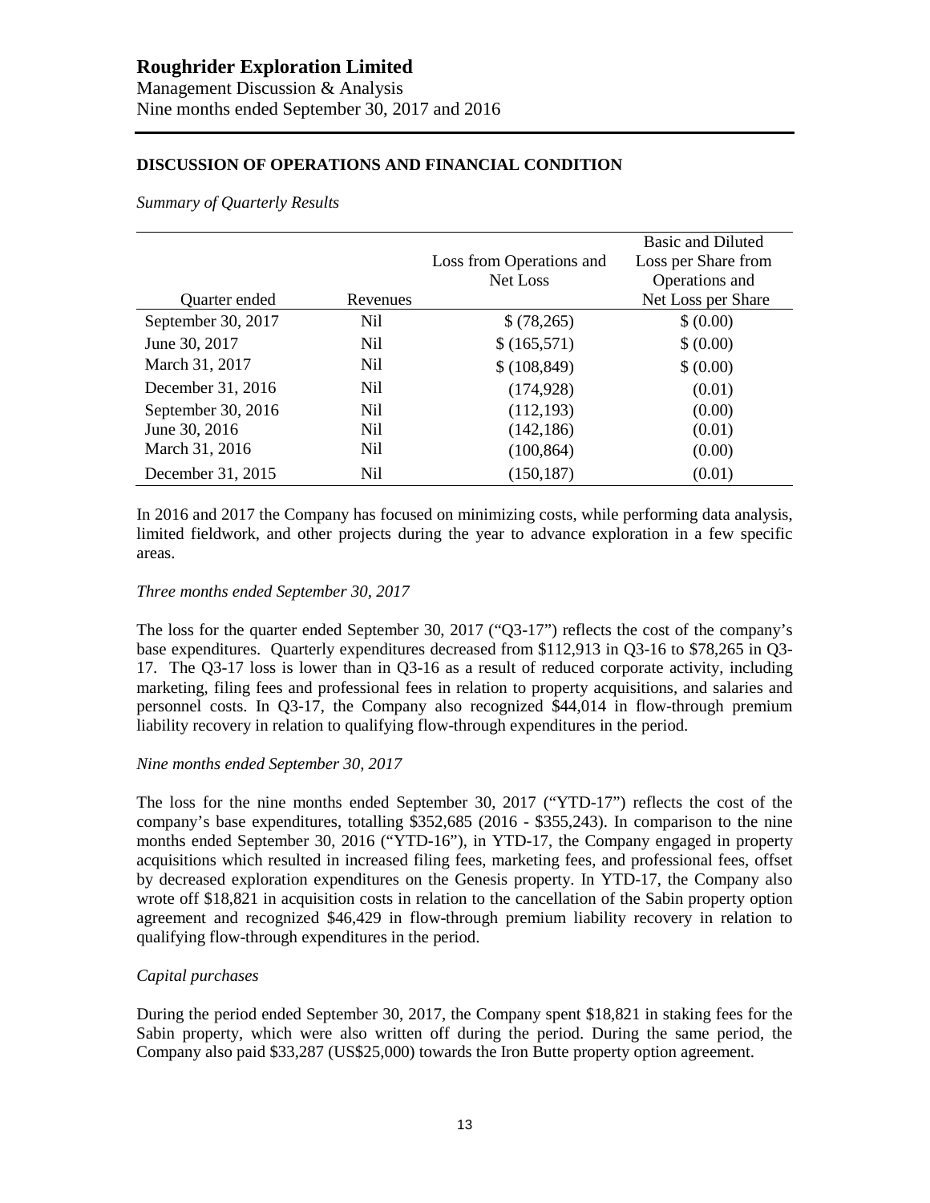# Roughrider Exploration Limited

Management Discussion & Analysis
Nine months ended September 30, 2017 and 2016

## DISCUSSION OF OPERATIONS AND FINANCIAL CONDITION

*Summary of Quarterly Results*

| Quarter ended | Revenues | Loss from Operations and Net Loss | Basic and Diluted Loss per Share from Operations and Net Loss per Share |
|---|---|---|---|
| September 30, 2017 | Nil | $ (78,265) | $ (0.00) |
| June 30, 2017 | Nil | $ (165,571) | $ (0.00) |
| March 31, 2017 | Nil | $ (108,849) | $ (0.00) |
| December 31, 2016 | Nil | (174,928) | (0.01) |
| September 30, 2016 | Nil | (112,193) | (0.00) |
| June 30, 2016 | Nil | (142,186) | (0.01) |
| March 31, 2016 | Nil | (100,864) | (0.00) |
| December 31, 2015 | Nil | (150,187) | (0.01) |

In 2016 and 2017 the Company has focused on minimizing costs, while performing data analysis, limited fieldwork, and other projects during the year to advance exploration in a few specific areas.

*Three months ended September 30, 2017*

The loss for the quarter ended September 30, 2017 ("Q3-17") reflects the cost of the company's base expenditures. Quarterly expenditures decreased from $112,913 in Q3-16 to $78,265 in Q3-17. The Q3-17 loss is lower than in Q3-16 as a result of reduced corporate activity, including marketing, filing fees and professional fees in relation to property acquisitions, and salaries and personnel costs. In Q3-17, the Company also recognized $44,014 in flow-through premium liability recovery in relation to qualifying flow-through expenditures in the period.

*Nine months ended September 30, 2017*

The loss for the nine months ended September 30, 2017 ("YTD-17") reflects the cost of the company's base expenditures, totalling $352,685 (2016 - $355,243). In comparison to the nine months ended September 30, 2016 ("YTD-16"), in YTD-17, the Company engaged in property acquisitions which resulted in increased filing fees, marketing fees, and professional fees, offset by decreased exploration expenditures on the Genesis property. In YTD-17, the Company also wrote off $18,821 in acquisition costs in relation to the cancellation of the Sabin property option agreement and recognized $46,429 in flow-through premium liability recovery in relation to qualifying flow-through expenditures in the period.

*Capital purchases*

During the period ended September 30, 2017, the Company spent $18,821 in staking fees for the Sabin property, which were also written off during the period. During the same period, the Company also paid $33,287 (US$25,000) towards the Iron Butte property option agreement.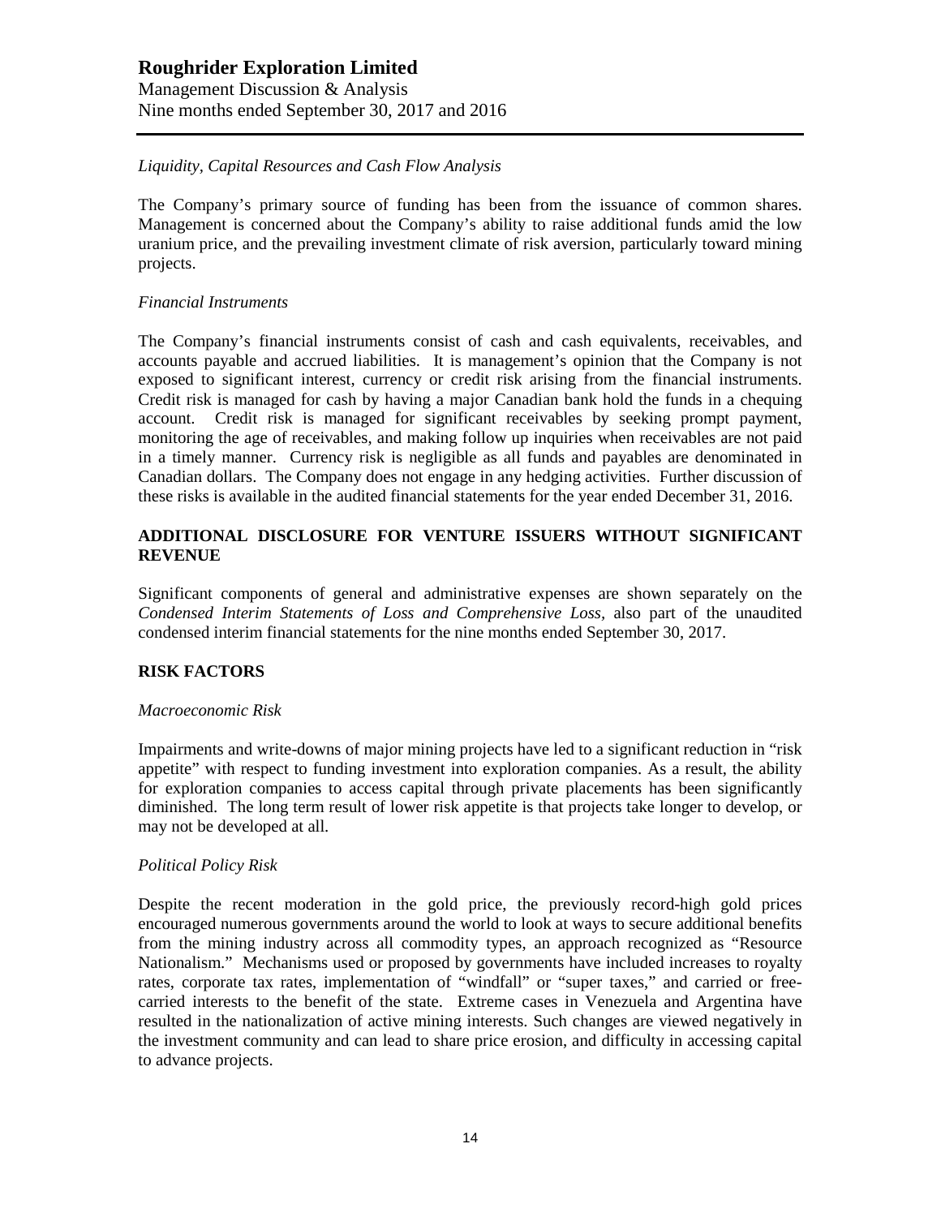*Liquidity, Capital Resources and Cash Flow Analysis*

The Company's primary source of funding has been from the issuance of common shares. Management is concerned about the Company's ability to raise additional funds amid the low uranium price, and the prevailing investment climate of risk aversion, particularly toward mining projects.

*Financial Instruments*

The Company's financial instruments consist of cash and cash equivalents, receivables, and accounts payable and accrued liabilities. It is management's opinion that the Company is not exposed to significant interest, currency or credit risk arising from the financial instruments. Credit risk is managed for cash by having a major Canadian bank hold the funds in a chequing account. Credit risk is managed for significant receivables by seeking prompt payment, monitoring the age of receivables, and making follow up inquiries when receivables are not paid in a timely manner. Currency risk is negligible as all funds and payables are denominated in Canadian dollars. The Company does not engage in any hedging activities. Further discussion of these risks is available in the audited financial statements for the year ended December 31, 2016.

## ADDITIONAL DISCLOSURE FOR VENTURE ISSUERS WITHOUT SIGNIFICANT REVENUE

Significant components of general and administrative expenses are shown separately on the *Condensed Interim Statements of Loss and Comprehensive Loss,* also part of the unaudited condensed interim financial statements for the nine months ended September 30, 2017.

## RISK FACTORS

*Macroeconomic Risk*

Impairments and write-downs of major mining projects have led to a significant reduction in "risk appetite" with respect to funding investment into exploration companies. As a result, the ability for exploration companies to access capital through private placements has been significantly diminished. The long term result of lower risk appetite is that projects take longer to develop, or may not be developed at all.

*Political Policy Risk*

Despite the recent moderation in the gold price, the previously record-high gold prices encouraged numerous governments around the world to look at ways to secure additional benefits from the mining industry across all commodity types, an approach recognized as "Resource Nationalism." Mechanisms used or proposed by governments have included increases to royalty rates, corporate tax rates, implementation of "windfall" or "super taxes," and carried or free-carried interests to the benefit of the state. Extreme cases in Venezuela and Argentina have resulted in the nationalization of active mining interests. Such changes are viewed negatively in the investment community and can lead to share price erosion, and difficulty in accessing capital to advance projects.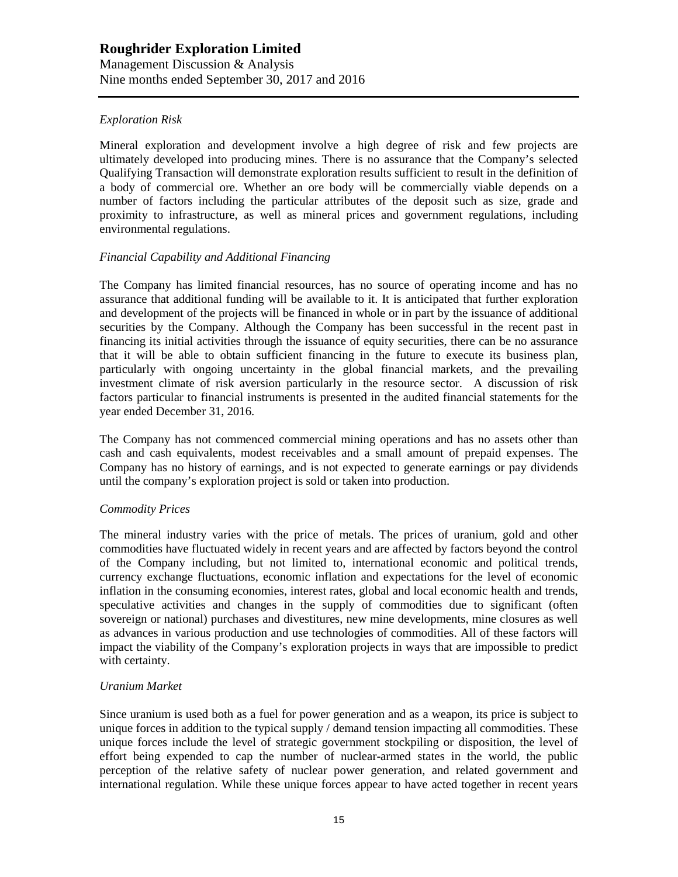*Exploration Risk*

Mineral exploration and development involve a high degree of risk and few projects are ultimately developed into producing mines. There is no assurance that the Company's selected Qualifying Transaction will demonstrate exploration results sufficient to result in the definition of a body of commercial ore. Whether an ore body will be commercially viable depends on a number of factors including the particular attributes of the deposit such as size, grade and proximity to infrastructure, as well as mineral prices and government regulations, including environmental regulations.

*Financial Capability and Additional Financing*

The Company has limited financial resources, has no source of operating income and has no assurance that additional funding will be available to it. It is anticipated that further exploration and development of the projects will be financed in whole or in part by the issuance of additional securities by the Company. Although the Company has been successful in the recent past in financing its initial activities through the issuance of equity securities, there can be no assurance that it will be able to obtain sufficient financing in the future to execute its business plan, particularly with ongoing uncertainty in the global financial markets, and the prevailing investment climate of risk aversion particularly in the resource sector. A discussion of risk factors particular to financial instruments is presented in the audited financial statements for the year ended December 31, 2016.

The Company has not commenced commercial mining operations and has no assets other than cash and cash equivalents, modest receivables and a small amount of prepaid expenses. The Company has no history of earnings, and is not expected to generate earnings or pay dividends until the company's exploration project is sold or taken into production.

*Commodity Prices*

The mineral industry varies with the price of metals. The prices of uranium, gold and other commodities have fluctuated widely in recent years and are affected by factors beyond the control of the Company including, but not limited to, international economic and political trends, currency exchange fluctuations, economic inflation and expectations for the level of economic inflation in the consuming economies, interest rates, global and local economic health and trends, speculative activities and changes in the supply of commodities due to significant (often sovereign or national) purchases and divestitures, new mine developments, mine closures as well as advances in various production and use technologies of commodities. All of these factors will impact the viability of the Company's exploration projects in ways that are impossible to predict with certainty.

*Uranium Market*

Since uranium is used both as a fuel for power generation and as a weapon, its price is subject to unique forces in addition to the typical supply / demand tension impacting all commodities. These unique forces include the level of strategic government stockpiling or disposition, the level of effort being expended to cap the number of nuclear-armed states in the world, the public perception of the relative safety of nuclear power generation, and related government and international regulation. While these unique forces appear to have acted together in recent years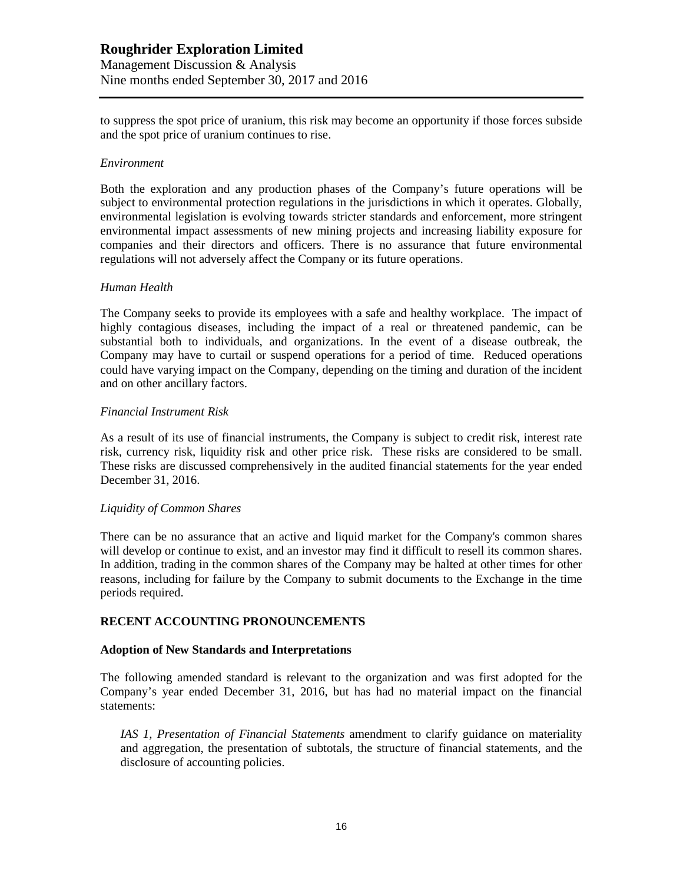to suppress the spot price of uranium, this risk may become an opportunity if those forces subside and the spot price of uranium continues to rise.

*Environment*

Both the exploration and any production phases of the Company's future operations will be subject to environmental protection regulations in the jurisdictions in which it operates. Globally, environmental legislation is evolving towards stricter standards and enforcement, more stringent environmental impact assessments of new mining projects and increasing liability exposure for companies and their directors and officers. There is no assurance that future environmental regulations will not adversely affect the Company or its future operations.

*Human Health*

The Company seeks to provide its employees with a safe and healthy workplace. The impact of highly contagious diseases, including the impact of a real or threatened pandemic, can be substantial both to individuals, and organizations. In the event of a disease outbreak, the Company may have to curtail or suspend operations for a period of time. Reduced operations could have varying impact on the Company, depending on the timing and duration of the incident and on other ancillary factors.

*Financial Instrument Risk*

As a result of its use of financial instruments, the Company is subject to credit risk, interest rate risk, currency risk, liquidity risk and other price risk. These risks are considered to be small. These risks are discussed comprehensively in the audited financial statements for the year ended December 31, 2016.

*Liquidity of Common Shares*

There can be no assurance that an active and liquid market for the Company's common shares will develop or continue to exist, and an investor may find it difficult to resell its common shares. In addition, trading in the common shares of the Company may be halted at other times for other reasons, including for failure by the Company to submit documents to the Exchange in the time periods required.

## RECENT ACCOUNTING PRONOUNCEMENTS

### Adoption of New Standards and Interpretations

The following amended standard is relevant to the organization and was first adopted for the Company's year ended December 31, 2016, but has had no material impact on the financial statements:

> *IAS 1, Presentation of Financial Statements* amendment to clarify guidance on materiality and aggregation, the presentation of subtotals, the structure of financial statements, and the disclosure of accounting policies.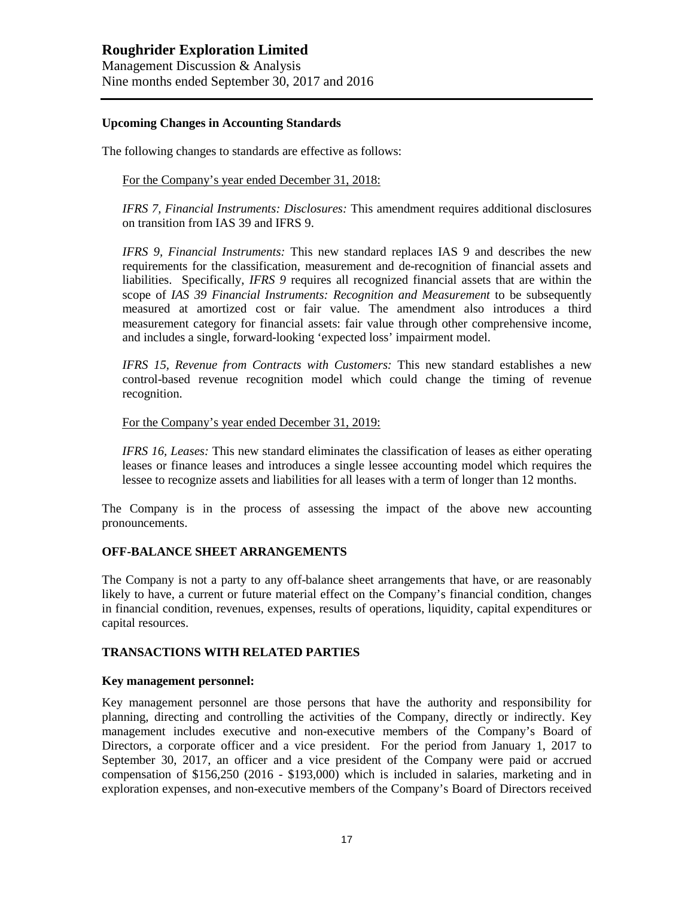### Upcoming Changes in Accounting Standards

The following changes to standards are effective as follows:

For the Company's year ended December 31, 2018:

*IFRS 7, Financial Instruments: Disclosures:* This amendment requires additional disclosures on transition from IAS 39 and IFRS 9.

*IFRS 9, Financial Instruments:* This new standard replaces IAS 9 and describes the new requirements for the classification, measurement and de-recognition of financial assets and liabilities. Specifically, *IFRS 9* requires all recognized financial assets that are within the scope of *IAS 39 Financial Instruments: Recognition and Measurement* to be subsequently measured at amortized cost or fair value. The amendment also introduces a third measurement category for financial assets: fair value through other comprehensive income, and includes a single, forward-looking 'expected loss' impairment model.

*IFRS 15, Revenue from Contracts with Customers:* This new standard establishes a new control-based revenue recognition model which could change the timing of revenue recognition.

For the Company's year ended December 31, 2019:

*IFRS 16, Leases:* This new standard eliminates the classification of leases as either operating leases or finance leases and introduces a single lessee accounting model which requires the lessee to recognize assets and liabilities for all leases with a term of longer than 12 months.

The Company is in the process of assessing the impact of the above new accounting pronouncements.

## OFF-BALANCE SHEET ARRANGEMENTS

The Company is not a party to any off-balance sheet arrangements that have, or are reasonably likely to have, a current or future material effect on the Company's financial condition, changes in financial condition, revenues, expenses, results of operations, liquidity, capital expenditures or capital resources.

## TRANSACTIONS WITH RELATED PARTIES

### Key management personnel:

Key management personnel are those persons that have the authority and responsibility for planning, directing and controlling the activities of the Company, directly or indirectly. Key management includes executive and non-executive members of the Company's Board of Directors, a corporate officer and a vice president. For the period from January 1, 2017 to September 30, 2017, an officer and a vice president of the Company were paid or accrued compensation of $156,250 (2016 - $193,000) which is included in salaries, marketing and in exploration expenses, and non-executive members of the Company's Board of Directors received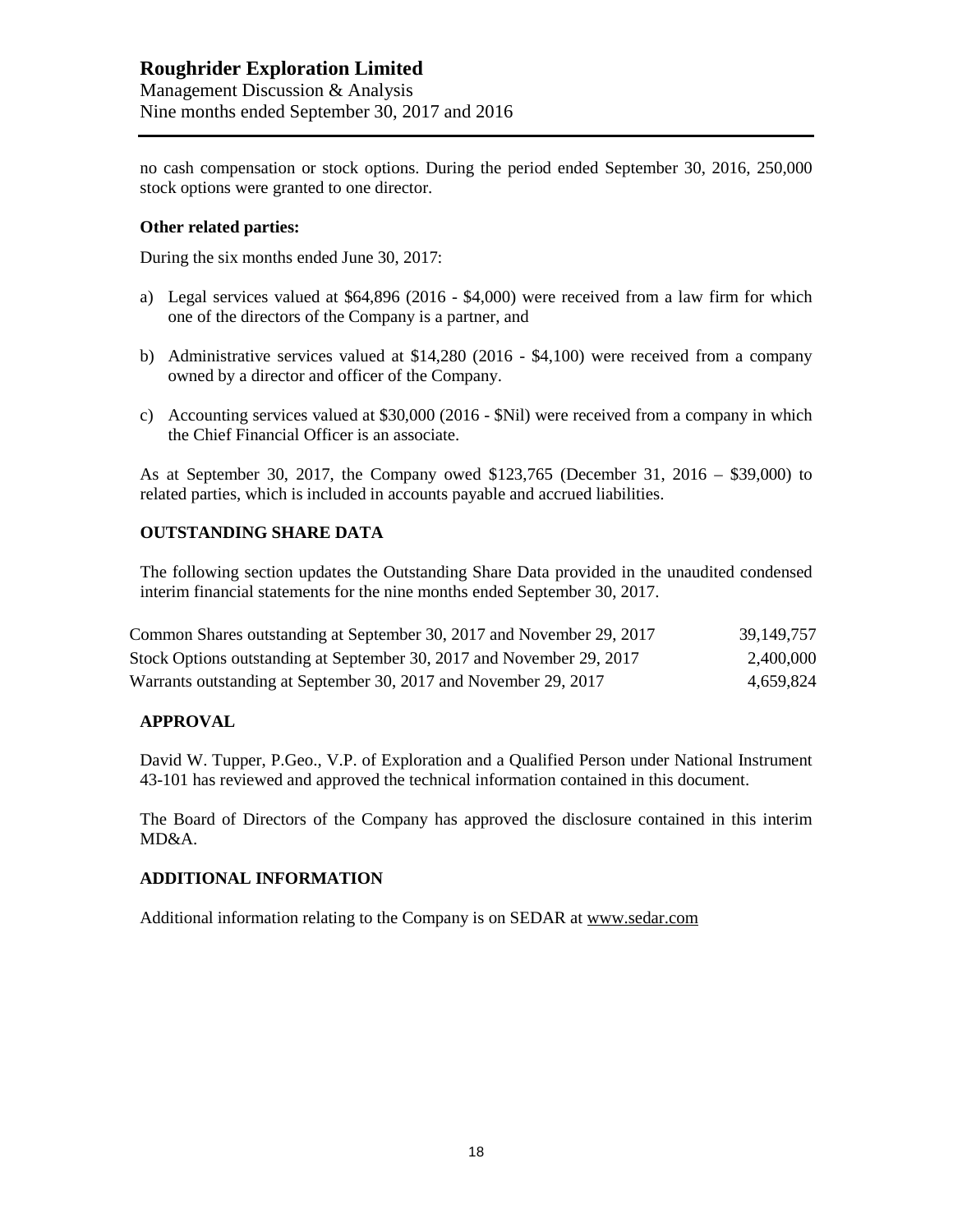no cash compensation or stock options. During the period ended September 30, 2016, 250,000 stock options were granted to one director.

**Other related parties:**

During the six months ended June 30, 2017:

a) Legal services valued at $64,896 (2016 - $4,000) were received from a law firm for which one of the directors of the Company is a partner, and

b) Administrative services valued at $14,280 (2016 - $4,100) were received from a company owned by a director and officer of the Company.

c) Accounting services valued at $30,000 (2016 - $Nil) were received from a company in which the Chief Financial Officer is an associate.

As at September 30, 2017, the Company owed $123,765 (December 31, 2016 – $39,000) to related parties, which is included in accounts payable and accrued liabilities.

## OUTSTANDING SHARE DATA

The following section updates the Outstanding Share Data provided in the unaudited condensed interim financial statements for the nine months ended September 30, 2017.

| | |
|---|---|
| Common Shares outstanding at September 30, 2017 and November 29, 2017 | 39,149,757 |
| Stock Options outstanding at September 30, 2017 and November 29, 2017 | 2,400,000 |
| Warrants outstanding at September 30, 2017 and November 29, 2017 | 4,659,824 |

## APPROVAL

David W. Tupper, P.Geo., V.P. of Exploration and a Qualified Person under National Instrument 43-101 has reviewed and approved the technical information contained in this document.

The Board of Directors of the Company has approved the disclosure contained in this interim MD&A.

## ADDITIONAL INFORMATION

Additional information relating to the Company is on SEDAR at www.sedar.com